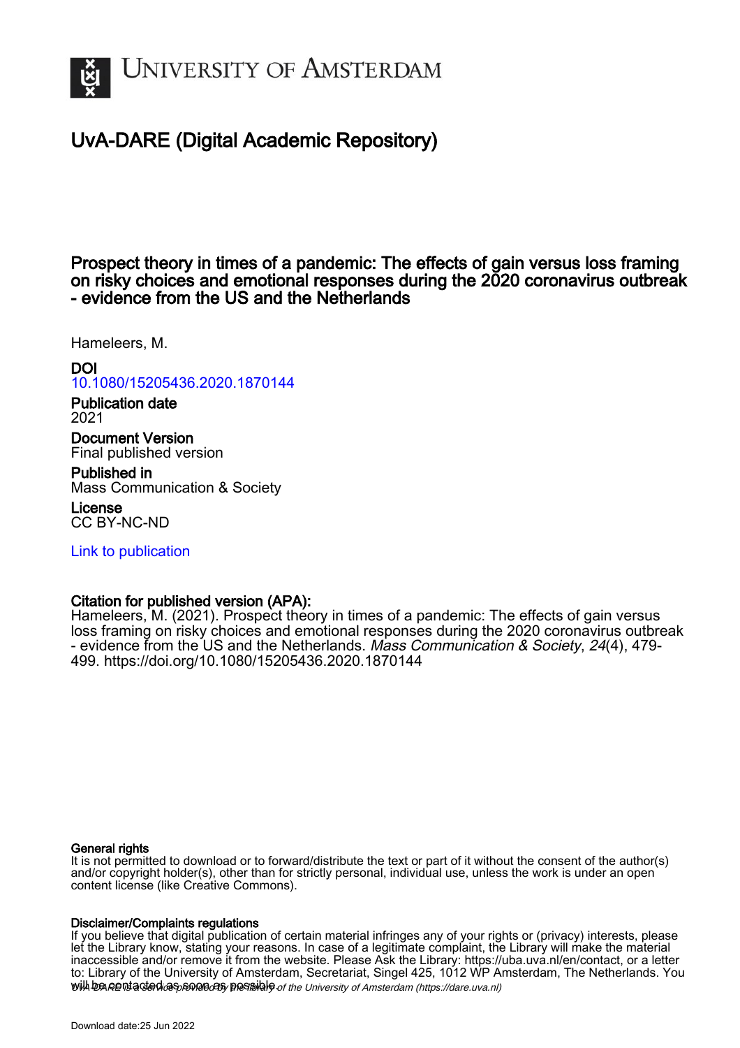# UvA-DARE (Digital Academic Repository)

## Prospect theory in times of a pandemic: The effects of gain versus loss framing on risky choices and emotional responses during the 2020 coronavirus outbreak - evidence from the US and the Netherlands

Hameleers, M.

**DOI**
10.1080/15205436.2020.1870144

**Publication date**
2021

**Document Version**
Final published version

**Published in**
Mass Communication & Society

**License**
CC BY-NC-ND

Link to publication

**Citation for published version (APA):**
Hameleers, M. (2021). Prospect theory in times of a pandemic: The effects of gain versus loss framing on risky choices and emotional responses during the 2020 coronavirus outbreak - evidence from the US and the Netherlands. *Mass Communication & Society*, *24*(4), 479-499. https://doi.org/10.1080/15205436.2020.1870144

**General rights**
It is not permitted to download or to forward/distribute the text or part of it without the consent of the author(s) and/or copyright holder(s), other than for strictly personal, individual use, unless the work is under an open content license (like Creative Commons).

**Disclaimer/Complaints regulations**
If you believe that digital publication of certain material infringes any of your rights or (privacy) interests, please let the Library know, stating your reasons. In case of a legitimate complaint, the Library will make the material inaccessible and/or remove it from the website. Please Ask the Library: https://uba.uva.nl/en/contact, or a letter to: Library of the University of Amsterdam, Secretariat, Singel 425, 1012 WP Amsterdam, The Netherlands. You will be contacted as soon as possible.

UvA-DARE is a service provided by the library of the University of Amsterdam (https://dare.uva.nl)

Download date:25 Jun 2022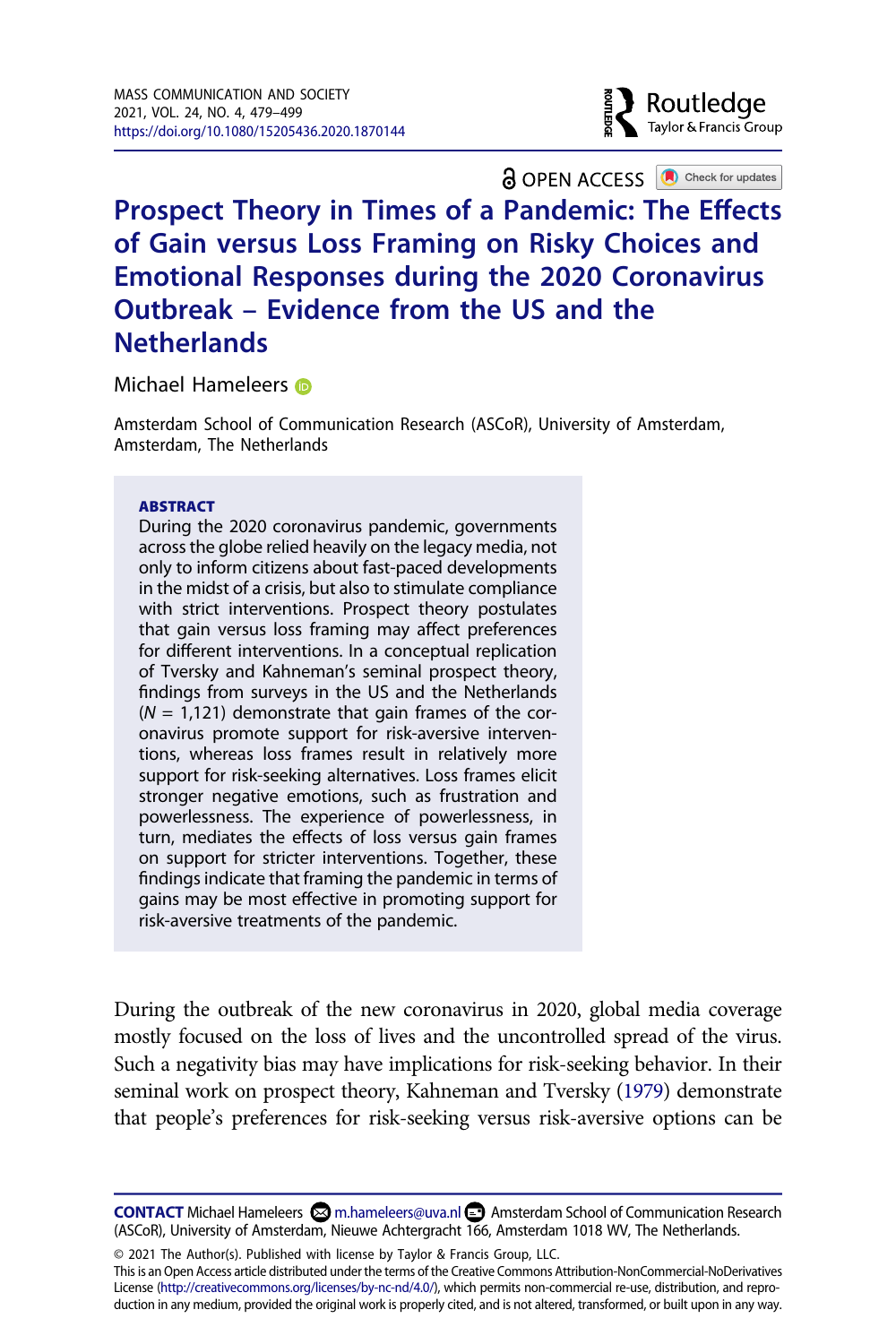# Prospect Theory in Times of a Pandemic: The Effects of Gain versus Loss Framing on Risky Choices and Emotional Responses during the 2020 Coronavirus Outbreak – Evidence from the US and the Netherlands

Michael Hameleers

Amsterdam School of Communication Research (ASCoR), University of Amsterdam, Amsterdam, The Netherlands

**ABSTRACT**

During the 2020 coronavirus pandemic, governments across the globe relied heavily on the legacy media, not only to inform citizens about fast-paced developments in the midst of a crisis, but also to stimulate compliance with strict interventions. Prospect theory postulates that gain versus loss framing may affect preferences for different interventions. In a conceptual replication of Tversky and Kahneman's seminal prospect theory, findings from surveys in the US and the Netherlands ($N$ = 1,121) demonstrate that gain frames of the coronavirus promote support for risk-aversive interventions, whereas loss frames result in relatively more support for risk-seeking alternatives. Loss frames elicit stronger negative emotions, such as frustration and powerlessness. The experience of powerlessness, in turn, mediates the effects of loss versus gain frames on support for stricter interventions. Together, these findings indicate that framing the pandemic in terms of gains may be most effective in promoting support for risk-aversive treatments of the pandemic.

During the outbreak of the new coronavirus in 2020, global media coverage mostly focused on the loss of lives and the uncontrolled spread of the virus. Such a negativity bias may have implications for risk-seeking behavior. In their seminal work on prospect theory, Kahneman and Tversky (1979) demonstrate that people's preferences for risk-seeking versus risk-aversive options can be

**CONTACT** Michael Hameleers m.hameleers@uva.nl Amsterdam School of Communication Research (ASCoR), University of Amsterdam, Nieuwe Achtergracht 166, Amsterdam 1018 WV, The Netherlands.

© 2021 The Author(s). Published with license by Taylor & Francis Group, LLC.
This is an Open Access article distributed under the terms of the Creative Commons Attribution-NonCommercial-NoDerivatives License (http://creativecommons.org/licenses/by-nc-nd/4.0/), which permits non-commercial re-use, distribution, and reproduction in any medium, provided the original work is properly cited, and is not altered, transformed, or built upon in any way.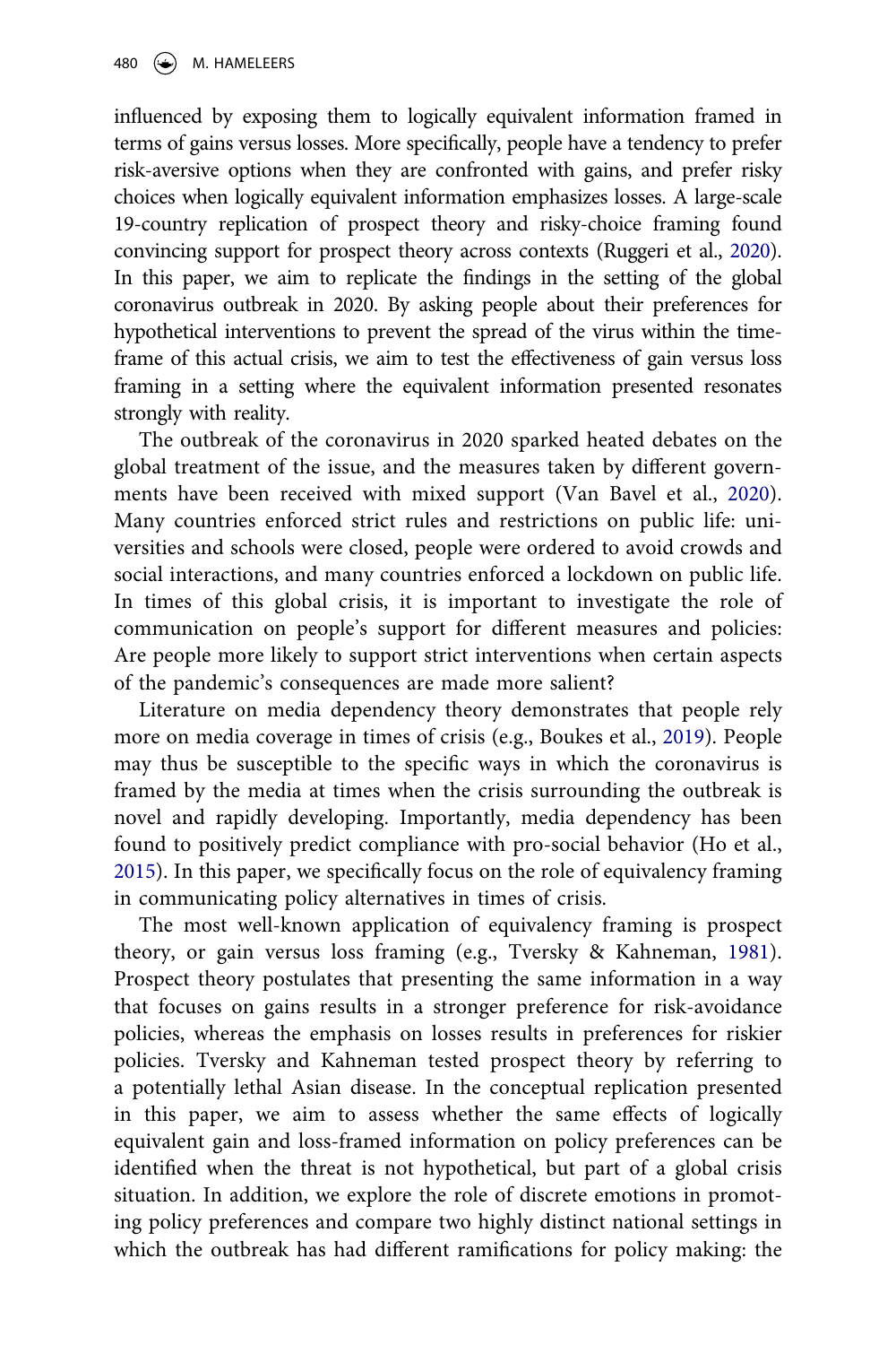influenced by exposing them to logically equivalent information framed in terms of gains versus losses. More specifically, people have a tendency to prefer risk-aversive options when they are confronted with gains, and prefer risky choices when logically equivalent information emphasizes losses. A large-scale 19-country replication of prospect theory and risky-choice framing found convincing support for prospect theory across contexts (Ruggeri et al., 2020). In this paper, we aim to replicate the findings in the setting of the global coronavirus outbreak in 2020. By asking people about their preferences for hypothetical interventions to prevent the spread of the virus within the timeframe of this actual crisis, we aim to test the effectiveness of gain versus loss framing in a setting where the equivalent information presented resonates strongly with reality.

The outbreak of the coronavirus in 2020 sparked heated debates on the global treatment of the issue, and the measures taken by different governments have been received with mixed support (Van Bavel et al., 2020). Many countries enforced strict rules and restrictions on public life: universities and schools were closed, people were ordered to avoid crowds and social interactions, and many countries enforced a lockdown on public life. In times of this global crisis, it is important to investigate the role of communication on people's support for different measures and policies: Are people more likely to support strict interventions when certain aspects of the pandemic's consequences are made more salient?

Literature on media dependency theory demonstrates that people rely more on media coverage in times of crisis (e.g., Boukes et al., 2019). People may thus be susceptible to the specific ways in which the coronavirus is framed by the media at times when the crisis surrounding the outbreak is novel and rapidly developing. Importantly, media dependency has been found to positively predict compliance with pro-social behavior (Ho et al., 2015). In this paper, we specifically focus on the role of equivalency framing in communicating policy alternatives in times of crisis.

The most well-known application of equivalency framing is prospect theory, or gain versus loss framing (e.g., Tversky & Kahneman, 1981). Prospect theory postulates that presenting the same information in a way that focuses on gains results in a stronger preference for risk-avoidance policies, whereas the emphasis on losses results in preferences for riskier policies. Tversky and Kahneman tested prospect theory by referring to a potentially lethal Asian disease. In the conceptual replication presented in this paper, we aim to assess whether the same effects of logically equivalent gain and loss-framed information on policy preferences can be identified when the threat is not hypothetical, but part of a global crisis situation. In addition, we explore the role of discrete emotions in promoting policy preferences and compare two highly distinct national settings in which the outbreak has had different ramifications for policy making: the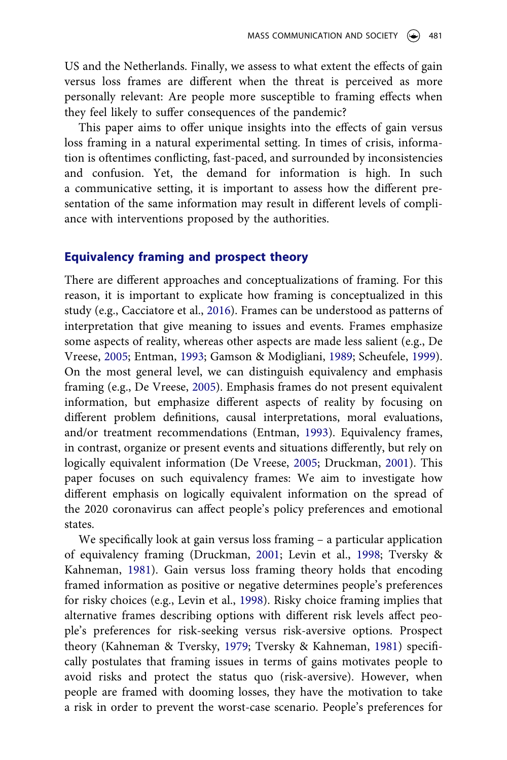US and the Netherlands. Finally, we assess to what extent the effects of gain versus loss frames are different when the threat is perceived as more personally relevant: Are people more susceptible to framing effects when they feel likely to suffer consequences of the pandemic?

This paper aims to offer unique insights into the effects of gain versus loss framing in a natural experimental setting. In times of crisis, information is oftentimes conflicting, fast-paced, and surrounded by inconsistencies and confusion. Yet, the demand for information is high. In such a communicative setting, it is important to assess how the different presentation of the same information may result in different levels of compliance with interventions proposed by the authorities.

## Equivalency framing and prospect theory

There are different approaches and conceptualizations of framing. For this reason, it is important to explicate how framing is conceptualized in this study (e.g., Cacciatore et al., 2016). Frames can be understood as patterns of interpretation that give meaning to issues and events. Frames emphasize some aspects of reality, whereas other aspects are made less salient (e.g., De Vreese, 2005; Entman, 1993; Gamson & Modigliani, 1989; Scheufele, 1999). On the most general level, we can distinguish equivalency and emphasis framing (e.g., De Vreese, 2005). Emphasis frames do not present equivalent information, but emphasize different aspects of reality by focusing on different problem definitions, causal interpretations, moral evaluations, and/or treatment recommendations (Entman, 1993). Equivalency frames, in contrast, organize or present events and situations differently, but rely on logically equivalent information (De Vreese, 2005; Druckman, 2001). This paper focuses on such equivalency frames: We aim to investigate how different emphasis on logically equivalent information on the spread of the 2020 coronavirus can affect people's policy preferences and emotional states.

We specifically look at gain versus loss framing – a particular application of equivalency framing (Druckman, 2001; Levin et al., 1998; Tversky & Kahneman, 1981). Gain versus loss framing theory holds that encoding framed information as positive or negative determines people's preferences for risky choices (e.g., Levin et al., 1998). Risky choice framing implies that alternative frames describing options with different risk levels affect people's preferences for risk-seeking versus risk-aversive options. Prospect theory (Kahneman & Tversky, 1979; Tversky & Kahneman, 1981) specifically postulates that framing issues in terms of gains motivates people to avoid risks and protect the status quo (risk-aversive). However, when people are framed with dooming losses, they have the motivation to take a risk in order to prevent the worst-case scenario. People's preferences for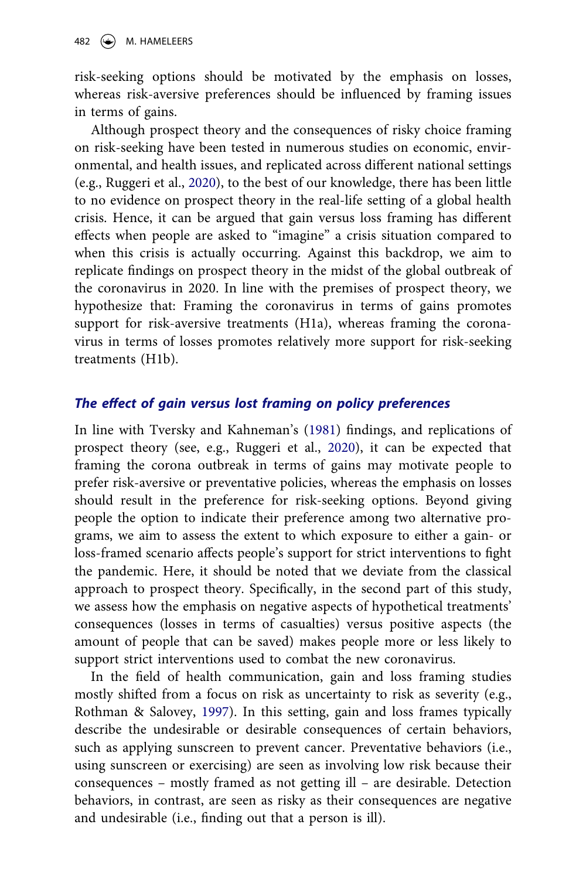risk-seeking options should be motivated by the emphasis on losses, whereas risk-aversive preferences should be influenced by framing issues in terms of gains.

Although prospect theory and the consequences of risky choice framing on risk-seeking have been tested in numerous studies on economic, environmental, and health issues, and replicated across different national settings (e.g., Ruggeri et al., 2020), to the best of our knowledge, there has been little to no evidence on prospect theory in the real-life setting of a global health crisis. Hence, it can be argued that gain versus loss framing has different effects when people are asked to "imagine" a crisis situation compared to when this crisis is actually occurring. Against this backdrop, we aim to replicate findings on prospect theory in the midst of the global outbreak of the coronavirus in 2020. In line with the premises of prospect theory, we hypothesize that: Framing the coronavirus in terms of gains promotes support for risk-aversive treatments (H1a), whereas framing the coronavirus in terms of losses promotes relatively more support for risk-seeking treatments (H1b).

## *The effect of gain versus lost framing on policy preferences*

In line with Tversky and Kahneman's (1981) findings, and replications of prospect theory (see, e.g., Ruggeri et al., 2020), it can be expected that framing the corona outbreak in terms of gains may motivate people to prefer risk-aversive or preventative policies, whereas the emphasis on losses should result in the preference for risk-seeking options. Beyond giving people the option to indicate their preference among two alternative programs, we aim to assess the extent to which exposure to either a gain- or loss-framed scenario affects people's support for strict interventions to fight the pandemic. Here, it should be noted that we deviate from the classical approach to prospect theory. Specifically, in the second part of this study, we assess how the emphasis on negative aspects of hypothetical treatments' consequences (losses in terms of casualties) versus positive aspects (the amount of people that can be saved) makes people more or less likely to support strict interventions used to combat the new coronavirus.

In the field of health communication, gain and loss framing studies mostly shifted from a focus on risk as uncertainty to risk as severity (e.g., Rothman & Salovey, 1997). In this setting, gain and loss frames typically describe the undesirable or desirable consequences of certain behaviors, such as applying sunscreen to prevent cancer. Preventative behaviors (i.e., using sunscreen or exercising) are seen as involving low risk because their consequences – mostly framed as not getting ill – are desirable. Detection behaviors, in contrast, are seen as risky as their consequences are negative and undesirable (i.e., finding out that a person is ill).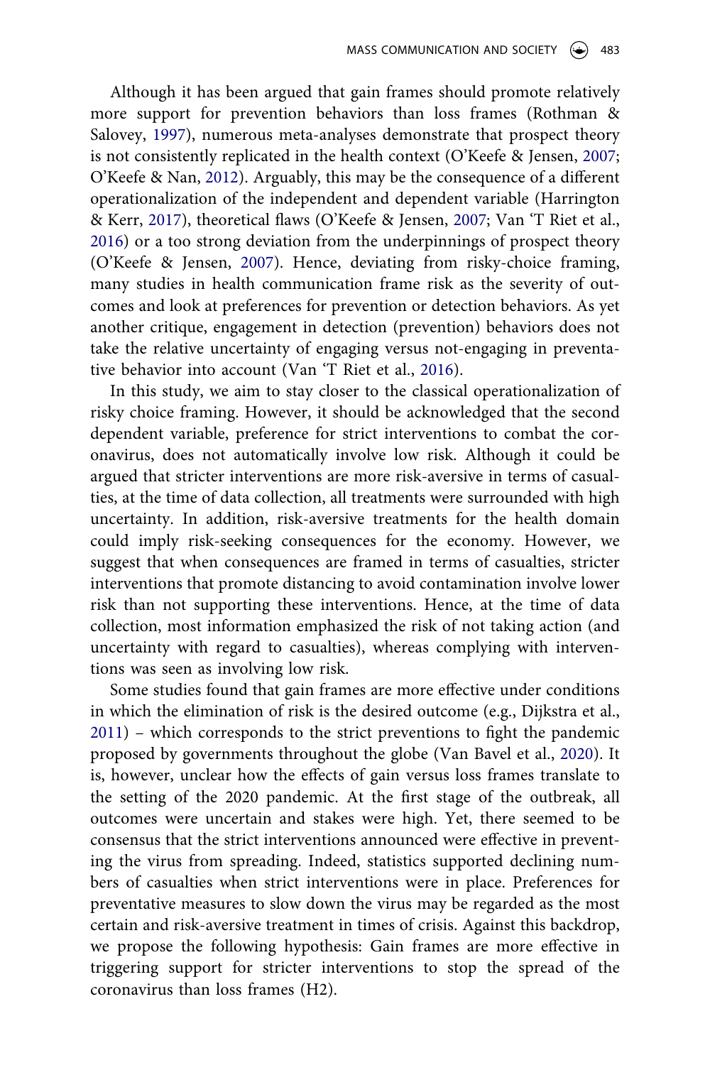Although it has been argued that gain frames should promote relatively more support for prevention behaviors than loss frames (Rothman & Salovey, 1997), numerous meta-analyses demonstrate that prospect theory is not consistently replicated in the health context (O'Keefe & Jensen, 2007; O'Keefe & Nan, 2012). Arguably, this may be the consequence of a different operationalization of the independent and dependent variable (Harrington & Kerr, 2017), theoretical flaws (O'Keefe & Jensen, 2007; Van 'T Riet et al., 2016) or a too strong deviation from the underpinnings of prospect theory (O'Keefe & Jensen, 2007). Hence, deviating from risky-choice framing, many studies in health communication frame risk as the severity of outcomes and look at preferences for prevention or detection behaviors. As yet another critique, engagement in detection (prevention) behaviors does not take the relative uncertainty of engaging versus not-engaging in preventative behavior into account (Van 'T Riet et al., 2016).

In this study, we aim to stay closer to the classical operationalization of risky choice framing. However, it should be acknowledged that the second dependent variable, preference for strict interventions to combat the coronavirus, does not automatically involve low risk. Although it could be argued that stricter interventions are more risk-aversive in terms of casualties, at the time of data collection, all treatments were surrounded with high uncertainty. In addition, risk-aversive treatments for the health domain could imply risk-seeking consequences for the economy. However, we suggest that when consequences are framed in terms of casualties, stricter interventions that promote distancing to avoid contamination involve lower risk than not supporting these interventions. Hence, at the time of data collection, most information emphasized the risk of not taking action (and uncertainty with regard to casualties), whereas complying with interventions was seen as involving low risk.

Some studies found that gain frames are more effective under conditions in which the elimination of risk is the desired outcome (e.g., Dijkstra et al., 2011) – which corresponds to the strict preventions to fight the pandemic proposed by governments throughout the globe (Van Bavel et al., 2020). It is, however, unclear how the effects of gain versus loss frames translate to the setting of the 2020 pandemic. At the first stage of the outbreak, all outcomes were uncertain and stakes were high. Yet, there seemed to be consensus that the strict interventions announced were effective in preventing the virus from spreading. Indeed, statistics supported declining numbers of casualties when strict interventions were in place. Preferences for preventative measures to slow down the virus may be regarded as the most certain and risk-aversive treatment in times of crisis. Against this backdrop, we propose the following hypothesis: Gain frames are more effective in triggering support for stricter interventions to stop the spread of the coronavirus than loss frames (H2).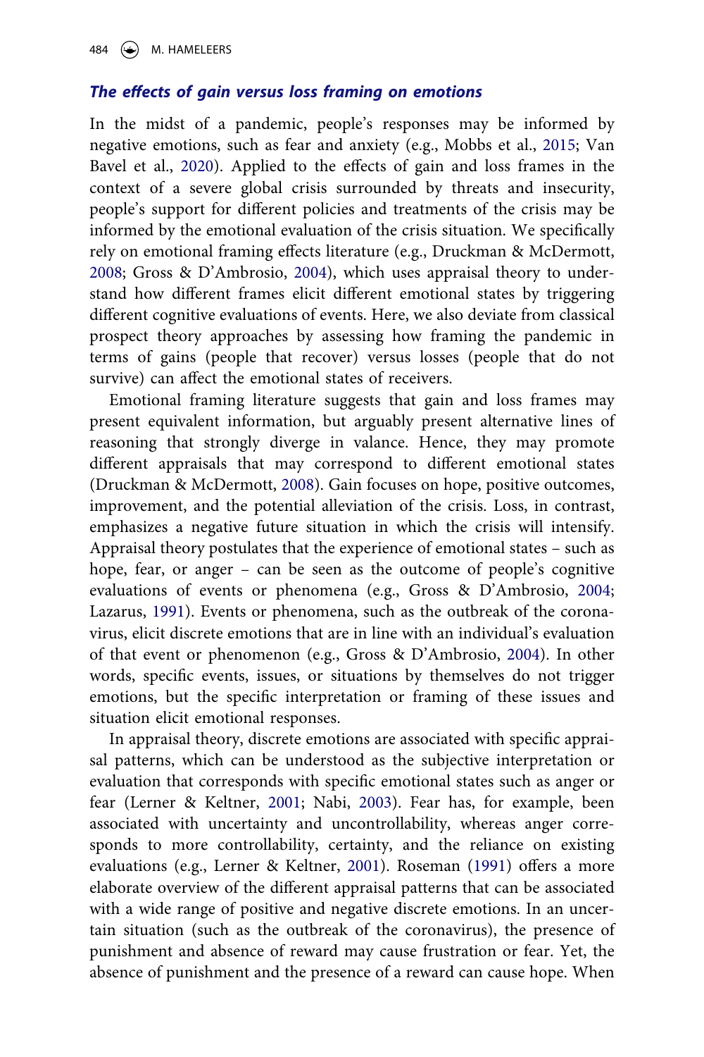### *The effects of gain versus loss framing on emotions*

In the midst of a pandemic, people's responses may be informed by negative emotions, such as fear and anxiety (e.g., Mobbs et al., 2015; Van Bavel et al., 2020). Applied to the effects of gain and loss frames in the context of a severe global crisis surrounded by threats and insecurity, people's support for different policies and treatments of the crisis may be informed by the emotional evaluation of the crisis situation. We specifically rely on emotional framing effects literature (e.g., Druckman & McDermott, 2008; Gross & D'Ambrosio, 2004), which uses appraisal theory to understand how different frames elicit different emotional states by triggering different cognitive evaluations of events. Here, we also deviate from classical prospect theory approaches by assessing how framing the pandemic in terms of gains (people that recover) versus losses (people that do not survive) can affect the emotional states of receivers.

Emotional framing literature suggests that gain and loss frames may present equivalent information, but arguably present alternative lines of reasoning that strongly diverge in valance. Hence, they may promote different appraisals that may correspond to different emotional states (Druckman & McDermott, 2008). Gain focuses on hope, positive outcomes, improvement, and the potential alleviation of the crisis. Loss, in contrast, emphasizes a negative future situation in which the crisis will intensify. Appraisal theory postulates that the experience of emotional states – such as hope, fear, or anger – can be seen as the outcome of people's cognitive evaluations of events or phenomena (e.g., Gross & D'Ambrosio, 2004; Lazarus, 1991). Events or phenomena, such as the outbreak of the coronavirus, elicit discrete emotions that are in line with an individual's evaluation of that event or phenomenon (e.g., Gross & D'Ambrosio, 2004). In other words, specific events, issues, or situations by themselves do not trigger emotions, but the specific interpretation or framing of these issues and situation elicit emotional responses.

In appraisal theory, discrete emotions are associated with specific appraisal patterns, which can be understood as the subjective interpretation or evaluation that corresponds with specific emotional states such as anger or fear (Lerner & Keltner, 2001; Nabi, 2003). Fear has, for example, been associated with uncertainty and uncontrollability, whereas anger corresponds to more controllability, certainty, and the reliance on existing evaluations (e.g., Lerner & Keltner, 2001). Roseman (1991) offers a more elaborate overview of the different appraisal patterns that can be associated with a wide range of positive and negative discrete emotions. In an uncertain situation (such as the outbreak of the coronavirus), the presence of punishment and absence of reward may cause frustration or fear. Yet, the absence of punishment and the presence of a reward can cause hope. When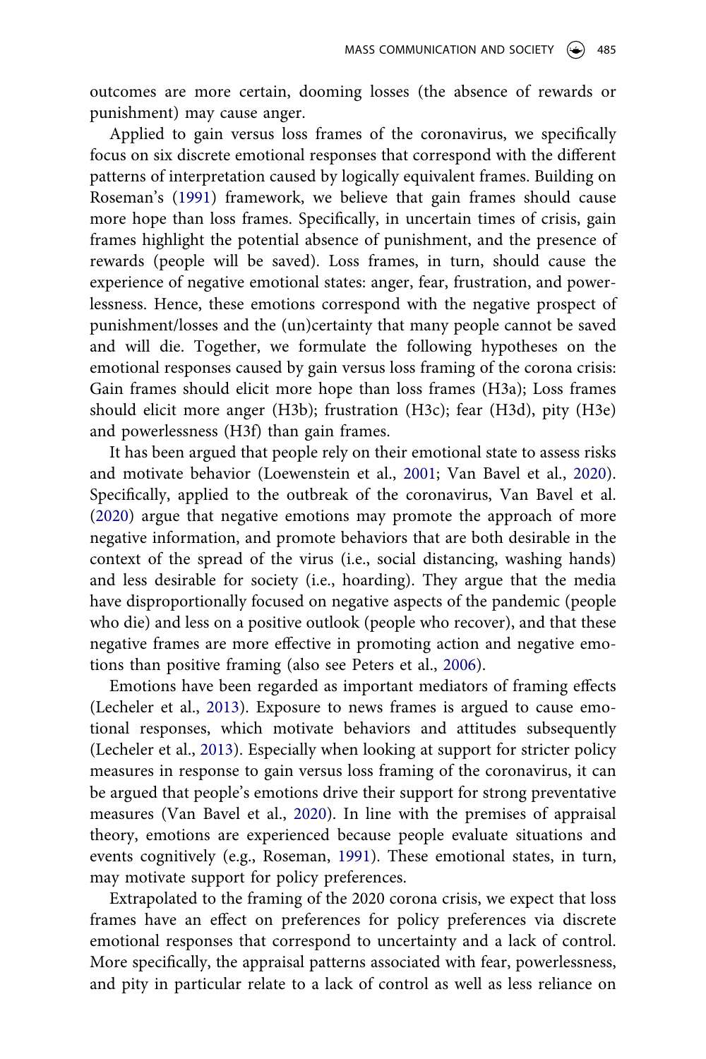outcomes are more certain, dooming losses (the absence of rewards or punishment) may cause anger.

Applied to gain versus loss frames of the coronavirus, we specifically focus on six discrete emotional responses that correspond with the different patterns of interpretation caused by logically equivalent frames. Building on Roseman's (1991) framework, we believe that gain frames should cause more hope than loss frames. Specifically, in uncertain times of crisis, gain frames highlight the potential absence of punishment, and the presence of rewards (people will be saved). Loss frames, in turn, should cause the experience of negative emotional states: anger, fear, frustration, and powerlessness. Hence, these emotions correspond with the negative prospect of punishment/losses and the (un)certainty that many people cannot be saved and will die. Together, we formulate the following hypotheses on the emotional responses caused by gain versus loss framing of the corona crisis: Gain frames should elicit more hope than loss frames (H3a); Loss frames should elicit more anger (H3b); frustration (H3c); fear (H3d), pity (H3e) and powerlessness (H3f) than gain frames.

It has been argued that people rely on their emotional state to assess risks and motivate behavior (Loewenstein et al., 2001; Van Bavel et al., 2020). Specifically, applied to the outbreak of the coronavirus, Van Bavel et al. (2020) argue that negative emotions may promote the approach of more negative information, and promote behaviors that are both desirable in the context of the spread of the virus (i.e., social distancing, washing hands) and less desirable for society (i.e., hoarding). They argue that the media have disproportionally focused on negative aspects of the pandemic (people who die) and less on a positive outlook (people who recover), and that these negative frames are more effective in promoting action and negative emotions than positive framing (also see Peters et al., 2006).

Emotions have been regarded as important mediators of framing effects (Lecheler et al., 2013). Exposure to news frames is argued to cause emotional responses, which motivate behaviors and attitudes subsequently (Lecheler et al., 2013). Especially when looking at support for stricter policy measures in response to gain versus loss framing of the coronavirus, it can be argued that people's emotions drive their support for strong preventative measures (Van Bavel et al., 2020). In line with the premises of appraisal theory, emotions are experienced because people evaluate situations and events cognitively (e.g., Roseman, 1991). These emotional states, in turn, may motivate support for policy preferences.

Extrapolated to the framing of the 2020 corona crisis, we expect that loss frames have an effect on preferences for policy preferences via discrete emotional responses that correspond to uncertainty and a lack of control. More specifically, the appraisal patterns associated with fear, powerlessness, and pity in particular relate to a lack of control as well as less reliance on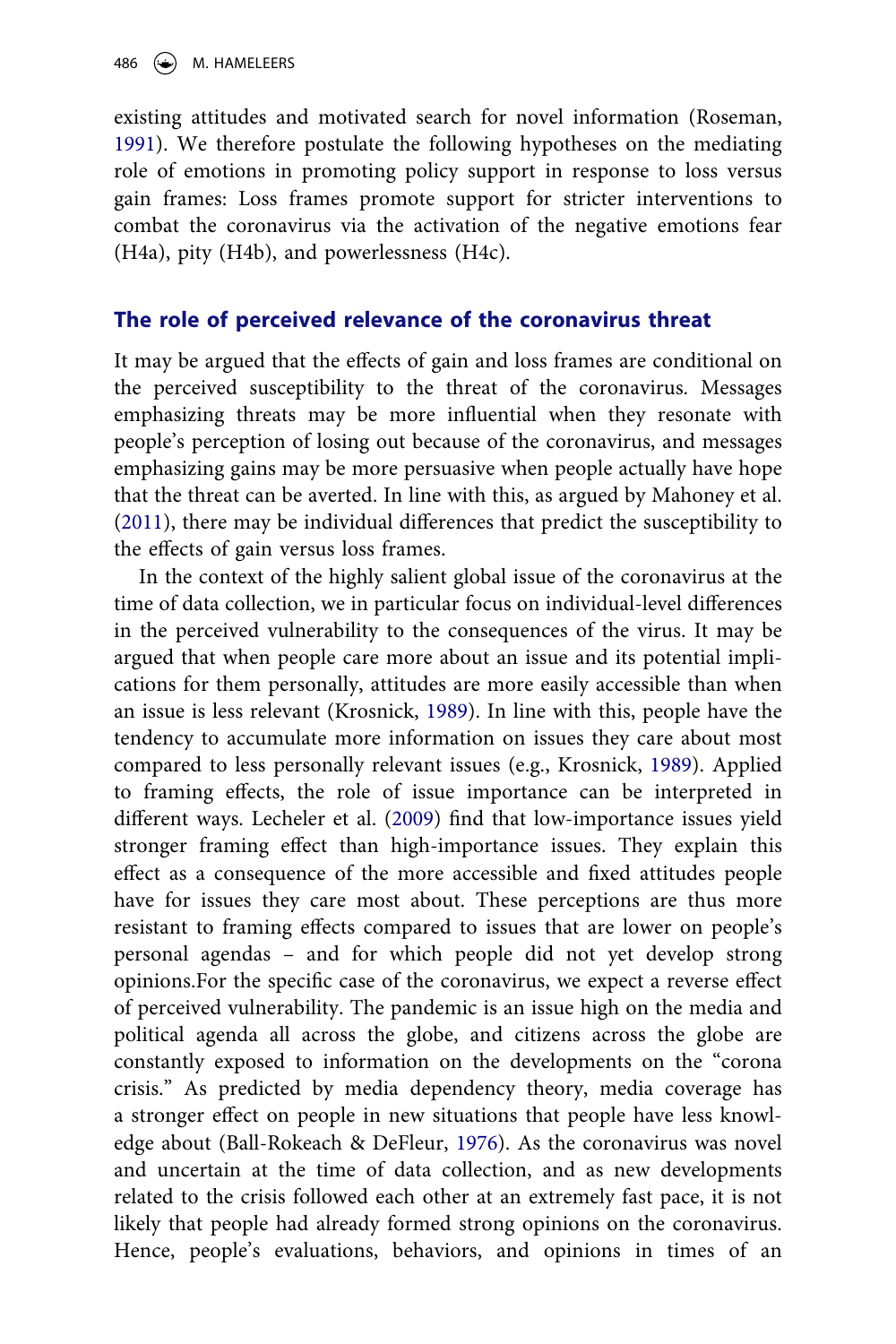existing attitudes and motivated search for novel information (Roseman, 1991). We therefore postulate the following hypotheses on the mediating role of emotions in promoting policy support in response to loss versus gain frames: Loss frames promote support for stricter interventions to combat the coronavirus via the activation of the negative emotions fear (H4a), pity (H4b), and powerlessness (H4c).

## The role of perceived relevance of the coronavirus threat

It may be argued that the effects of gain and loss frames are conditional on the perceived susceptibility to the threat of the coronavirus. Messages emphasizing threats may be more influential when they resonate with people's perception of losing out because of the coronavirus, and messages emphasizing gains may be more persuasive when people actually have hope that the threat can be averted. In line with this, as argued by Mahoney et al. (2011), there may be individual differences that predict the susceptibility to the effects of gain versus loss frames.

In the context of the highly salient global issue of the coronavirus at the time of data collection, we in particular focus on individual-level differences in the perceived vulnerability to the consequences of the virus. It may be argued that when people care more about an issue and its potential implications for them personally, attitudes are more easily accessible than when an issue is less relevant (Krosnick, 1989). In line with this, people have the tendency to accumulate more information on issues they care about most compared to less personally relevant issues (e.g., Krosnick, 1989). Applied to framing effects, the role of issue importance can be interpreted in different ways. Lecheler et al. (2009) find that low-importance issues yield stronger framing effect than high-importance issues. They explain this effect as a consequence of the more accessible and fixed attitudes people have for issues they care most about. These perceptions are thus more resistant to framing effects compared to issues that are lower on people's personal agendas – and for which people did not yet develop strong opinions.For the specific case of the coronavirus, we expect a reverse effect of perceived vulnerability. The pandemic is an issue high on the media and political agenda all across the globe, and citizens across the globe are constantly exposed to information on the developments on the "corona crisis." As predicted by media dependency theory, media coverage has a stronger effect on people in new situations that people have less knowledge about (Ball-Rokeach & DeFleur, 1976). As the coronavirus was novel and uncertain at the time of data collection, and as new developments related to the crisis followed each other at an extremely fast pace, it is not likely that people had already formed strong opinions on the coronavirus. Hence, people's evaluations, behaviors, and opinions in times of an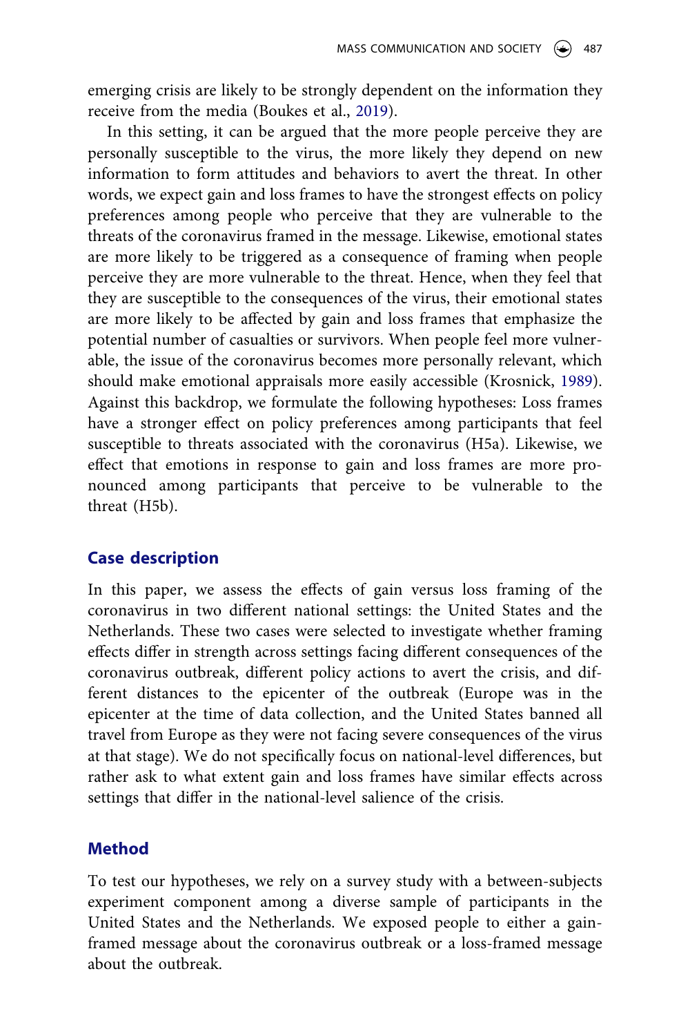emerging crisis are likely to be strongly dependent on the information they receive from the media (Boukes et al., 2019).

In this setting, it can be argued that the more people perceive they are personally susceptible to the virus, the more likely they depend on new information to form attitudes and behaviors to avert the threat. In other words, we expect gain and loss frames to have the strongest effects on policy preferences among people who perceive that they are vulnerable to the threats of the coronavirus framed in the message. Likewise, emotional states are more likely to be triggered as a consequence of framing when people perceive they are more vulnerable to the threat. Hence, when they feel that they are susceptible to the consequences of the virus, their emotional states are more likely to be affected by gain and loss frames that emphasize the potential number of casualties or survivors. When people feel more vulnerable, the issue of the coronavirus becomes more personally relevant, which should make emotional appraisals more easily accessible (Krosnick, 1989). Against this backdrop, we formulate the following hypotheses: Loss frames have a stronger effect on policy preferences among participants that feel susceptible to threats associated with the coronavirus (H5a). Likewise, we effect that emotions in response to gain and loss frames are more pronounced among participants that perceive to be vulnerable to the threat (H5b).

## Case description

In this paper, we assess the effects of gain versus loss framing of the coronavirus in two different national settings: the United States and the Netherlands. These two cases were selected to investigate whether framing effects differ in strength across settings facing different consequences of the coronavirus outbreak, different policy actions to avert the crisis, and different distances to the epicenter of the outbreak (Europe was in the epicenter at the time of data collection, and the United States banned all travel from Europe as they were not facing severe consequences of the virus at that stage). We do not specifically focus on national-level differences, but rather ask to what extent gain and loss frames have similar effects across settings that differ in the national-level salience of the crisis.

## Method

To test our hypotheses, we rely on a survey study with a between-subjects experiment component among a diverse sample of participants in the United States and the Netherlands. We exposed people to either a gain-framed message about the coronavirus outbreak or a loss-framed message about the outbreak.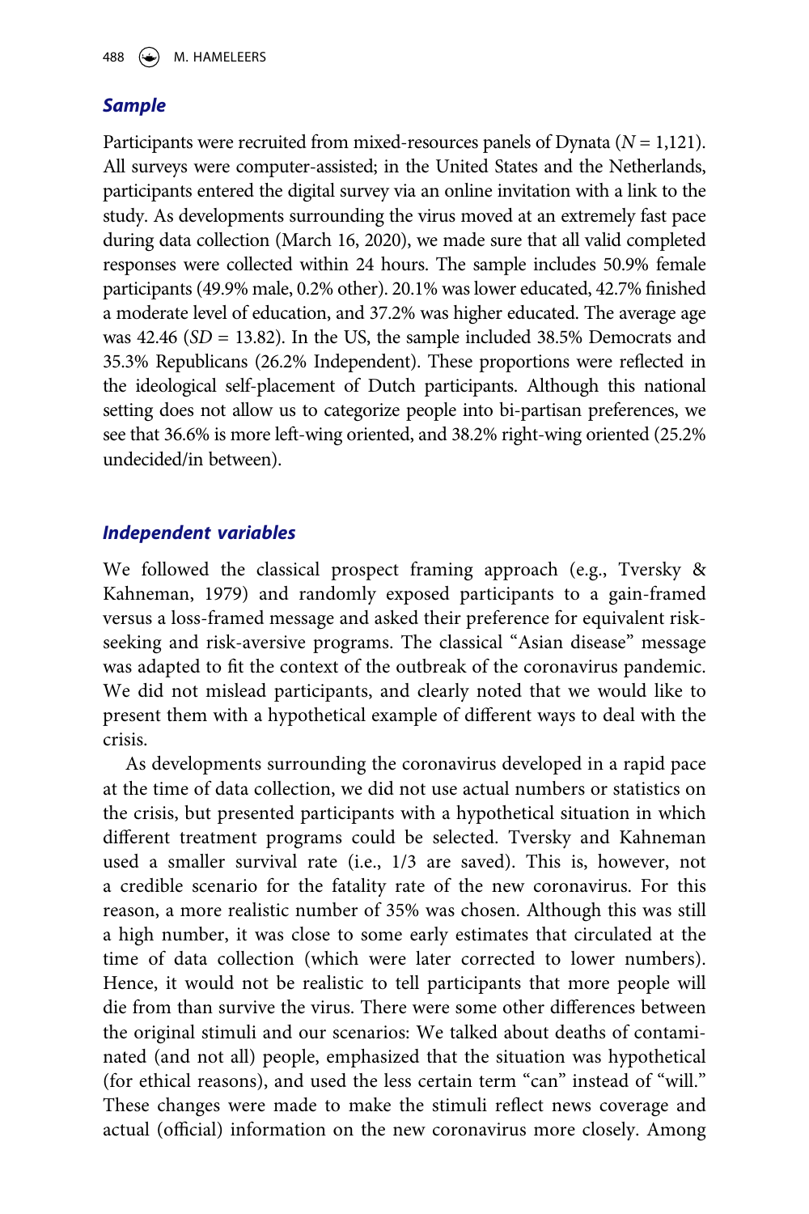## *Sample*

Participants were recruited from mixed-resources panels of Dynata ($N$ = 1,121). All surveys were computer-assisted; in the United States and the Netherlands, participants entered the digital survey via an online invitation with a link to the study. As developments surrounding the virus moved at an extremely fast pace during data collection (March 16, 2020), we made sure that all valid completed responses were collected within 24 hours. The sample includes 50.9% female participants (49.9% male, 0.2% other). 20.1% was lower educated, 42.7% finished a moderate level of education, and 37.2% was higher educated. The average age was 42.46 ($SD$ = 13.82). In the US, the sample included 38.5% Democrats and 35.3% Republicans (26.2% Independent). These proportions were reflected in the ideological self-placement of Dutch participants. Although this national setting does not allow us to categorize people into bi-partisan preferences, we see that 36.6% is more left-wing oriented, and 38.2% right-wing oriented (25.2% undecided/in between).

## *Independent variables*

We followed the classical prospect framing approach (e.g., Tversky & Kahneman, 1979) and randomly exposed participants to a gain-framed versus a loss-framed message and asked their preference for equivalent risk-seeking and risk-aversive programs. The classical "Asian disease" message was adapted to fit the context of the outbreak of the coronavirus pandemic. We did not mislead participants, and clearly noted that we would like to present them with a hypothetical example of different ways to deal with the crisis.

As developments surrounding the coronavirus developed in a rapid pace at the time of data collection, we did not use actual numbers or statistics on the crisis, but presented participants with a hypothetical situation in which different treatment programs could be selected. Tversky and Kahneman used a smaller survival rate (i.e., 1/3 are saved). This is, however, not a credible scenario for the fatality rate of the new coronavirus. For this reason, a more realistic number of 35% was chosen. Although this was still a high number, it was close to some early estimates that circulated at the time of data collection (which were later corrected to lower numbers). Hence, it would not be realistic to tell participants that more people will die from than survive the virus. There were some other differences between the original stimuli and our scenarios: We talked about deaths of contaminated (and not all) people, emphasized that the situation was hypothetical (for ethical reasons), and used the less certain term "can" instead of "will." These changes were made to make the stimuli reflect news coverage and actual (official) information on the new coronavirus more closely. Among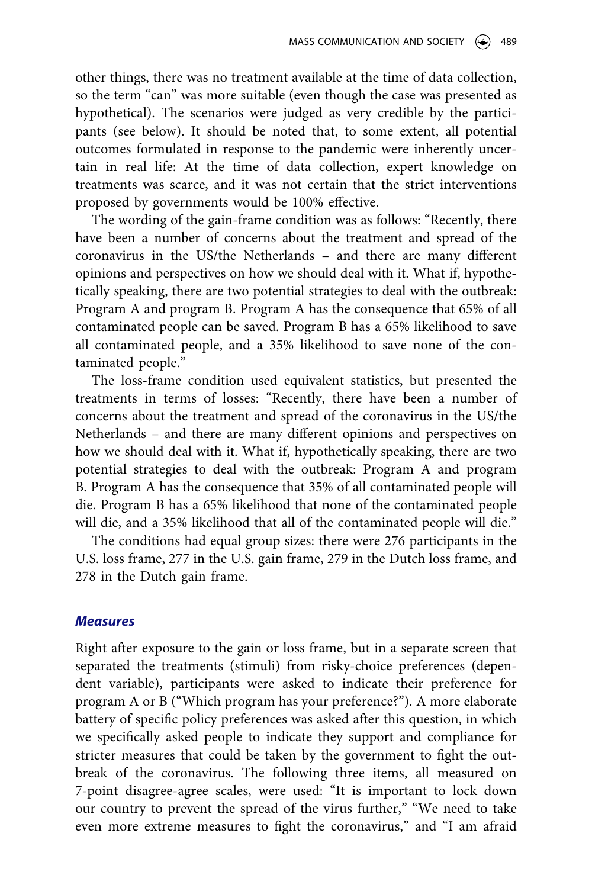other things, there was no treatment available at the time of data collection, so the term "can" was more suitable (even though the case was presented as hypothetical). The scenarios were judged as very credible by the participants (see below). It should be noted that, to some extent, all potential outcomes formulated in response to the pandemic were inherently uncertain in real life: At the time of data collection, expert knowledge on treatments was scarce, and it was not certain that the strict interventions proposed by governments would be 100% effective.

The wording of the gain-frame condition was as follows: "Recently, there have been a number of concerns about the treatment and spread of the coronavirus in the US/the Netherlands – and there are many different opinions and perspectives on how we should deal with it. What if, hypothetically speaking, there are two potential strategies to deal with the outbreak: Program A and program B. Program A has the consequence that 65% of all contaminated people can be saved. Program B has a 65% likelihood to save all contaminated people, and a 35% likelihood to save none of the contaminated people."

The loss-frame condition used equivalent statistics, but presented the treatments in terms of losses: "Recently, there have been a number of concerns about the treatment and spread of the coronavirus in the US/the Netherlands – and there are many different opinions and perspectives on how we should deal with it. What if, hypothetically speaking, there are two potential strategies to deal with the outbreak: Program A and program B. Program A has the consequence that 35% of all contaminated people will die. Program B has a 65% likelihood that none of the contaminated people will die, and a 35% likelihood that all of the contaminated people will die."

The conditions had equal group sizes: there were 276 participants in the U.S. loss frame, 277 in the U.S. gain frame, 279 in the Dutch loss frame, and 278 in the Dutch gain frame.

### *Measures*

Right after exposure to the gain or loss frame, but in a separate screen that separated the treatments (stimuli) from risky-choice preferences (dependent variable), participants were asked to indicate their preference for program A or B ("Which program has your preference?"). A more elaborate battery of specific policy preferences was asked after this question, in which we specifically asked people to indicate they support and compliance for stricter measures that could be taken by the government to fight the outbreak of the coronavirus. The following three items, all measured on 7-point disagree-agree scales, were used: "It is important to lock down our country to prevent the spread of the virus further," "We need to take even more extreme measures to fight the coronavirus," and "I am afraid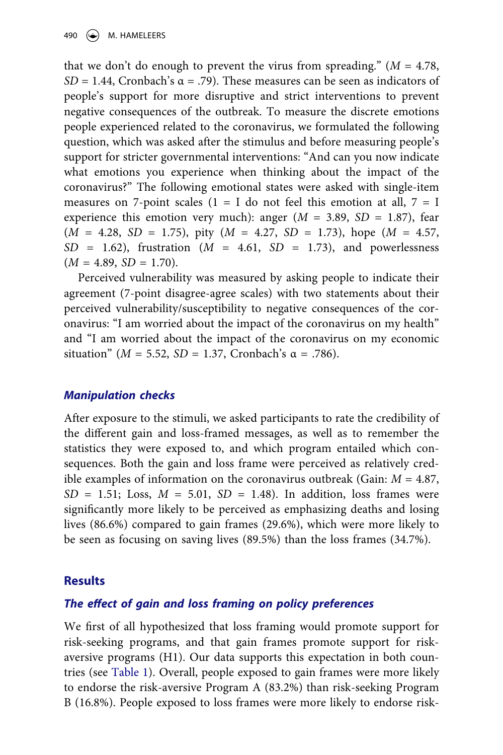that we don't do enough to prevent the virus from spreading." ($M$ = 4.78, $SD$ = 1.44, Cronbach's α = .79). These measures can be seen as indicators of people's support for more disruptive and strict interventions to prevent negative consequences of the outbreak. To measure the discrete emotions people experienced related to the coronavirus, we formulated the following question, which was asked after the stimulus and before measuring people's support for stricter governmental interventions: "And can you now indicate what emotions you experience when thinking about the impact of the coronavirus?" The following emotional states were asked with single-item measures on 7-point scales (1 = I do not feel this emotion at all, 7 = I experience this emotion very much): anger ($M$ = 3.89, $SD$ = 1.87), fear ($M$ = 4.28, $SD$ = 1.75), pity ($M$ = 4.27, $SD$ = 1.73), hope ($M$ = 4.57, $SD$ = 1.62), frustration ($M$ = 4.61, $SD$ = 1.73), and powerlessness ($M$ = 4.89, $SD$ = 1.70).

Perceived vulnerability was measured by asking people to indicate their agreement (7-point disagree-agree scales) with two statements about their perceived vulnerability/susceptibility to negative consequences of the coronavirus: "I am worried about the impact of the coronavirus on my health" and "I am worried about the impact of the coronavirus on my economic situation" ($M$ = 5.52, $SD$ = 1.37, Cronbach's α = .786).

### *Manipulation checks*

After exposure to the stimuli, we asked participants to rate the credibility of the different gain and loss-framed messages, as well as to remember the statistics they were exposed to, and which program entailed which consequences. Both the gain and loss frame were perceived as relatively credible examples of information on the coronavirus outbreak (Gain: $M$ = 4.87, $SD$ = 1.51; Loss, $M$ = 5.01, $SD$ = 1.48). In addition, loss frames were significantly more likely to be perceived as emphasizing deaths and losing lives (86.6%) compared to gain frames (29.6%), which were more likely to be seen as focusing on saving lives (89.5%) than the loss frames (34.7%).

## Results

### *The effect of gain and loss framing on policy preferences*

We first of all hypothesized that loss framing would promote support for risk-seeking programs, and that gain frames promote support for risk-aversive programs (H1). Our data supports this expectation in both countries (see Table 1). Overall, people exposed to gain frames were more likely to endorse the risk-aversive Program A (83.2%) than risk-seeking Program B (16.8%). People exposed to loss frames were more likely to endorse risk-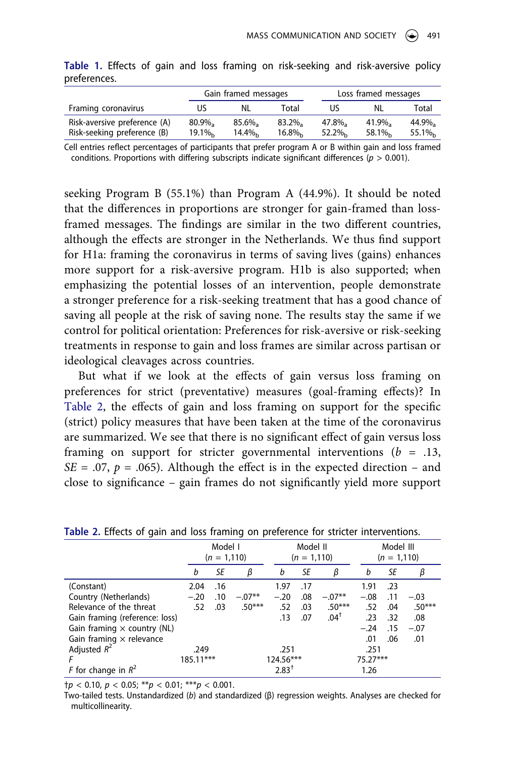**Table 1.** Effects of gain and loss framing on risk-seeking and risk-aversive policy preferences.

| | Gain framed messages | | | Loss framed messages | | |
|---|---|---|---|---|---|---|
| Framing coronavirus | US | NL | Total | US | NL | Total |
| Risk-aversive preference (A) | 80.9%$_a$ | 85.6%$_a$ | 83.2%$_a$ | 47.8%$_a$ | 41.9%$_a$ | 44.9%$_a$ |
| Risk-seeking preference (B) | 19.1%$_b$ | 14.4%$_b$ | 16.8%$_b$ | 52.2%$_b$ | 58.1%$_b$ | 55.1%$_b$ |

Cell entries reflect percentages of participants that prefer program A or B within gain and loss framed conditions. Proportions with differing subscripts indicate significant differences ($p > 0.001$).

seeking Program B (55.1%) than Program A (44.9%). It should be noted that the differences in proportions are stronger for gain-framed than loss-framed messages. The findings are similar in the two different countries, although the effects are stronger in the Netherlands. We thus find support for H1a: framing the coronavirus in terms of saving lives (gains) enhances more support for a risk-aversive program. H1b is also supported; when emphasizing the potential losses of an intervention, people demonstrate a stronger preference for a risk-seeking treatment that has a good chance of saving all people at the risk of saving none. The results stay the same if we control for political orientation: Preferences for risk-aversive or risk-seeking treatments in response to gain and loss frames are similar across partisan or ideological cleavages across countries.

But what if we look at the effects of gain versus loss framing on preferences for strict (preventative) measures (goal-framing effects)? In Table 2, the effects of gain and loss framing on support for the specific (strict) policy measures that have been taken at the time of the coronavirus are summarized. We see that there is no significant effect of gain versus loss framing on support for stricter governmental interventions ($b$ = .13, $SE$ = .07, $p$ = .065). Although the effect is in the expected direction – and close to significance – gain frames do not significantly yield more support

**Table 2.** Effects of gain and loss framing on preference for stricter interventions.

| | Model I ($n$ = 1,110) | | | Model II ($n$ = 1,110) | | | Model III ($n$ = 1,110) | | |
|---|---|---|---|---|---|---|---|---|---|
| | $b$ | $SE$ | $\beta$ | $b$ | $SE$ | $\beta$ | $b$ | $SE$ | $\beta$ |
| (Constant) | 2.04 | .16 | | 1.97 | .17 | | 1.91 | .23 | |
| Country (Netherlands) | −.20 | .10 | −.07** | −.20 | .08 | −.07** | −.08 | .11 | −.03 |
| Relevance of the threat | .52 | .03 | .50*** | .52 | .03 | .50*** | .52 | .04 | .50*** |
| Gain framing (reference: loss) | | | | .13 | .07 | .04† | .23 | .32 | .08 |
| Gain framing × country (NL) | | | | | | | −.24 | .15 | −.07 |
| Gain framing × relevance | | | | | | | .01 | .06 | .01 |
| Adjusted $R^2$ | .249 | | | .251 | | | .251 | | |
| $F$ | 185.11*** | | | 124.56*** | | | 75.27*** | | |
| $F$ for change in $R^2$ | | | | 2.83† | | | 1.26 | | |

†$p < 0.10$, $p < 0.05$; **$p < 0.01$; ***$p < 0.001$.

Two-tailed tests. Unstandardized ($b$) and standardized (β) regression weights. Analyses are checked for multicollinearity.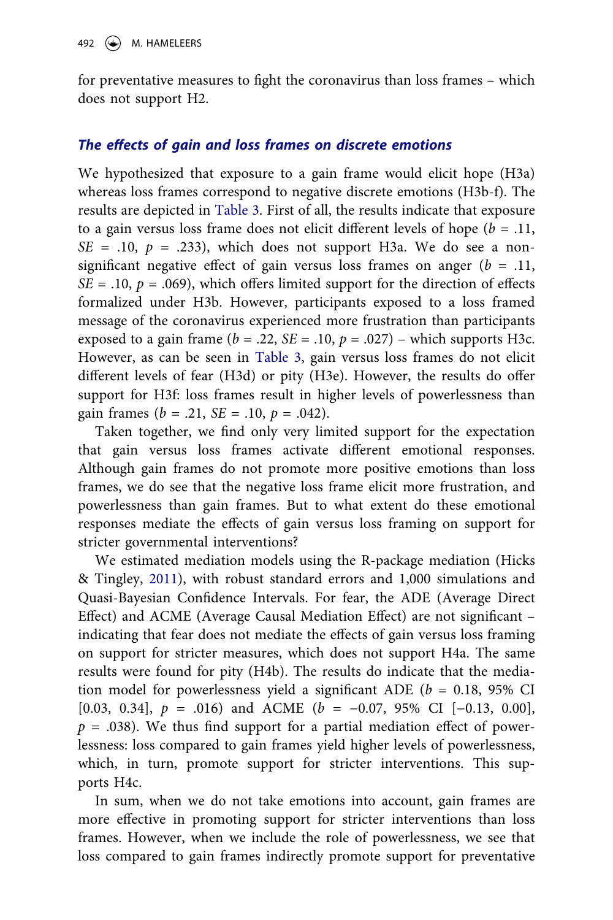for preventative measures to fight the coronavirus than loss frames – which does not support H2.

### *The effects of gain and loss frames on discrete emotions*

We hypothesized that exposure to a gain frame would elicit hope (H3a) whereas loss frames correspond to negative discrete emotions (H3b-f). The results are depicted in Table 3. First of all, the results indicate that exposure to a gain versus loss frame does not elicit different levels of hope ($b$ = .11, $SE$ = .10, $p$ = .233), which does not support H3a. We do see a non-significant negative effect of gain versus loss frames on anger ($b$ = .11, $SE$ = .10, $p$ = .069), which offers limited support for the direction of effects formalized under H3b. However, participants exposed to a loss framed message of the coronavirus experienced more frustration than participants exposed to a gain frame ($b$ = .22, $SE$ = .10, $p$ = .027) – which supports H3c. However, as can be seen in Table 3, gain versus loss frames do not elicit different levels of fear (H3d) or pity (H3e). However, the results do offer support for H3f: loss frames result in higher levels of powerlessness than gain frames ($b$ = .21, $SE$ = .10, $p$ = .042).

Taken together, we find only very limited support for the expectation that gain versus loss frames activate different emotional responses. Although gain frames do not promote more positive emotions than loss frames, we do see that the negative loss frame elicit more frustration, and powerlessness than gain frames. But to what extent do these emotional responses mediate the effects of gain versus loss framing on support for stricter governmental interventions?

We estimated mediation models using the R-package mediation (Hicks & Tingley, 2011), with robust standard errors and 1,000 simulations and Quasi-Bayesian Confidence Intervals. For fear, the ADE (Average Direct Effect) and ACME (Average Causal Mediation Effect) are not significant – indicating that fear does not mediate the effects of gain versus loss framing on support for stricter measures, which does not support H4a. The same results were found for pity (H4b). The results do indicate that the mediation model for powerlessness yield a significant ADE ($b$ = 0.18, 95% CI [0.03, 0.34], $p$ = .016) and ACME ($b$ = −0.07, 95% CI [−0.13, 0.00], $p$ = .038). We thus find support for a partial mediation effect of powerlessness: loss compared to gain frames yield higher levels of powerlessness, which, in turn, promote support for stricter interventions. This supports H4c.

In sum, when we do not take emotions into account, gain frames are more effective in promoting support for stricter interventions than loss frames. However, when we include the role of powerlessness, we see that loss compared to gain frames indirectly promote support for preventative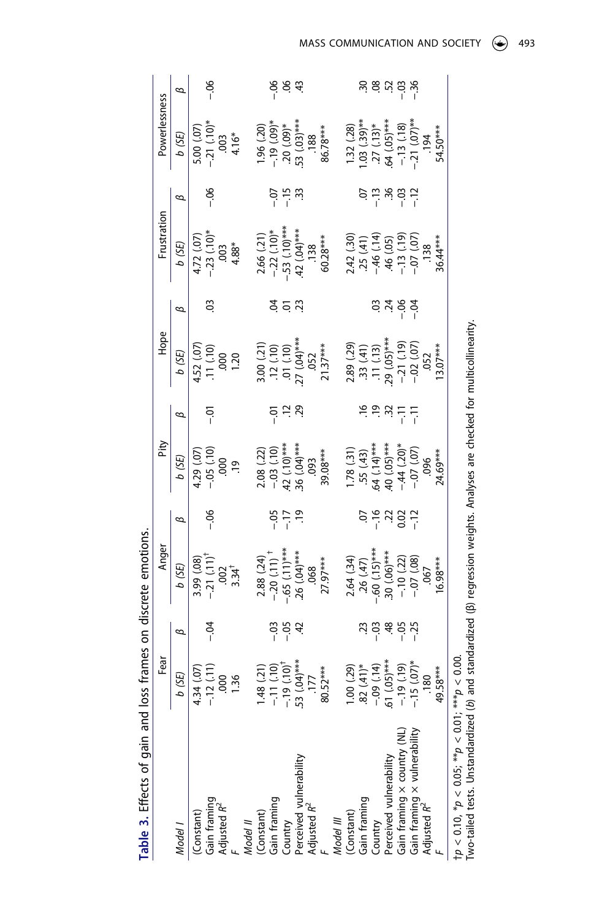**Table 3.** Effects of gain and loss frames on discrete emotions.

| | Fear | | Anger | | Pity | | Hope | | Frustration | | Powerlessness | |
|---|---|---|---|---|---|---|---|---|---|---|---|---|
| *Model I* | *b (SE)* | *β* | *b (SE)* | *β* | *b (SE)* | *β* | *b (SE)* | *β* | *b (SE)* | *β* | *b (SE)* | *β* |
| (Constant) | 4.34 (.07) | | 3.99 (.08) | | 4.29 (.07) | | 4.52 (.07) | | 4.72 (.07) | | 5.00 (.07) | |
| Gain framing | −.12 (.11) | −.04 | −.21 (.11)$^{\dagger}$ | −.06 | −.05 (.10) | −.01 | .11 (.10) | .03 | −.23 (.10)* | −.06 | −.21 (.10)* | −.06 |
| Adjusted $R^2$ | .000 | | .002 | | .000 | | .000 | | .003 | | .003 | |
| *F* | 1.36 | | 3.34$^{\dagger}$ | | .19 | | 1.20 | | 4.88* | | 4.16* | |
| *Model II* | | | | | | | | | | | | |
| (Constant) | 1.48 (.21) | | 2.88 (.24) | | 2.08 (.22) | | 3.00 (.21) | | 2.66 (.21) | | 1.96 (.20) | |
| Gain framing | −.11 (.10) | −.03 | −.20 (.11)$^{\dagger}$ | −.05 | −.03 (.10) | −.01 | .12 (.10) | .04 | −.22 (.10)* | −.07 | −.19 (.09)* | −.06 |
| Country | −.19 (.10)$^{\dagger}$ | −.05 | −.65 (.11)*** | −.17 | .42 (.10)*** | .12 | .01 (.10) | .01 | −.53 (.10)*** | −.15 | .20 (.09)* | .06 |
| Perceived vulnerability | .53 (.04)*** | .42 | .26 (.04)*** | .19 | .36 (.04)*** | .29 | .27 (.04)*** | .23 | .42 (.04)*** | .33 | .53 (.03)*** | .43 |
| Adjusted $R^2$ | .177 | | .068 | | .093 | | .052 | | .138 | | .188 | |
| *F* | 80.52*** | | 27.97*** | | 39.08*** | | 21.37*** | | 60.28*** | | 86.78*** | |
| *Model III* | | | | | | | | | | | | |
| (Constant) | 1.00 (.29) | | 2.64 (.34) | | 1.78 (.31) | | 2.89 (.29) | | 2.42 (.30) | | 1.32 (.28) | |
| Gain framing | .82 (.41)* | .23 | .26 (.47) | .07 | .55 (.43) | .16 | .33 (.41) | .03 | .25 (.41) | .07 | 1.03 (.39)** | .30 |
| Country | −.09 (.14) | −.03 | −.60 (.15)*** | −.16 | .64 (.14)*** | .19 | .11 (.13) | .03 | −.46 (.14) | −.13 | .27 (.13)* | .08 |
| Perceived vulnerability | .61 (.05)*** | .48 | .30 (.06)*** | .22 | .40 (.05)*** | .32 | .29 (.05)*** | .24 | .46 (.05) | .36 | .64 (.05)*** | .52 |
| Gain framing × country (NL) | −.19 (.19) | −.05 | −.10 (.22) | 0.02 | −.44 (.20)* | −.11 | −.21 (.19) | −.06 | −.13 (.19) | −.03 | −.13 (.18) | −.03 |
| Gain framing × vulnerability | −.15 (.07)* | −.25 | −.07 (.08) | −.12 | −.07 (.07) | −.11 | −.02 (.07) | −.04 | −.07 (.07) | −.12 | −.21 (.07)** | −.36 |
| Adjusted $R^2$ | .180 | | .067 | | .096 | | .052 | | .138 | | .194 | |
| *F* | 49.58*** | | 16.98*** | | 24.69*** | | 13.07*** | | 36.44*** | | 54.50*** | |

†$p < 0.10$, *$p < 0.05$; **$p < 0.01$; ***$p < 0.00$.
Two-tailed tests. Unstandardized (*b*) and standardized (β) regression weights. Analyses are checked for multicollinearity.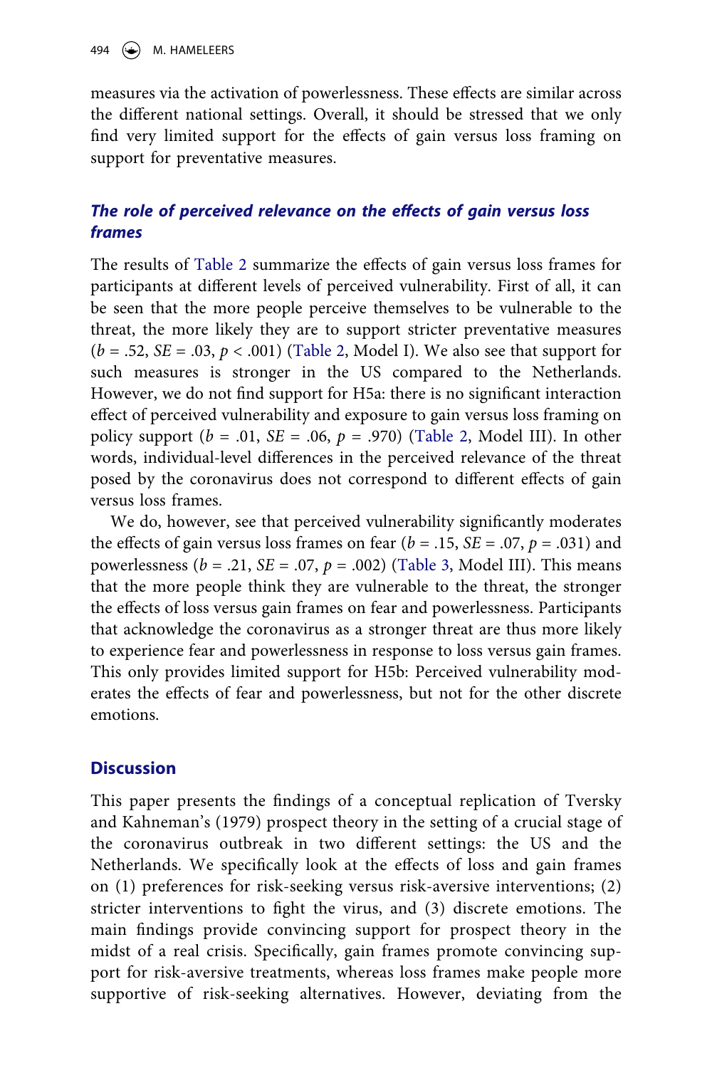measures via the activation of powerlessness. These effects are similar across the different national settings. Overall, it should be stressed that we only find very limited support for the effects of gain versus loss framing on support for preventative measures.

### *The role of perceived relevance on the effects of gain versus loss frames*

The results of Table 2 summarize the effects of gain versus loss frames for participants at different levels of perceived vulnerability. First of all, it can be seen that the more people perceive themselves to be vulnerable to the threat, the more likely they are to support stricter preventative measures ($b$ = .52, $SE$ = .03, $p$ < .001) (Table 2, Model I). We also see that support for such measures is stronger in the US compared to the Netherlands. However, we do not find support for H5a: there is no significant interaction effect of perceived vulnerability and exposure to gain versus loss framing on policy support ($b$ = .01, $SE$ = .06, $p$ = .970) (Table 2, Model III). In other words, individual-level differences in the perceived relevance of the threat posed by the coronavirus does not correspond to different effects of gain versus loss frames.

We do, however, see that perceived vulnerability significantly moderates the effects of gain versus loss frames on fear ($b$ = .15, $SE$ = .07, $p$ = .031) and powerlessness ($b$ = .21, $SE$ = .07, $p$ = .002) (Table 3, Model III). This means that the more people think they are vulnerable to the threat, the stronger the effects of loss versus gain frames on fear and powerlessness. Participants that acknowledge the coronavirus as a stronger threat are thus more likely to experience fear and powerlessness in response to loss versus gain frames. This only provides limited support for H5b: Perceived vulnerability moderates the effects of fear and powerlessness, but not for the other discrete emotions.

## Discussion

This paper presents the findings of a conceptual replication of Tversky and Kahneman's (1979) prospect theory in the setting of a crucial stage of the coronavirus outbreak in two different settings: the US and the Netherlands. We specifically look at the effects of loss and gain frames on (1) preferences for risk-seeking versus risk-aversive interventions; (2) stricter interventions to fight the virus, and (3) discrete emotions. The main findings provide convincing support for prospect theory in the midst of a real crisis. Specifically, gain frames promote convincing support for risk-aversive treatments, whereas loss frames make people more supportive of risk-seeking alternatives. However, deviating from the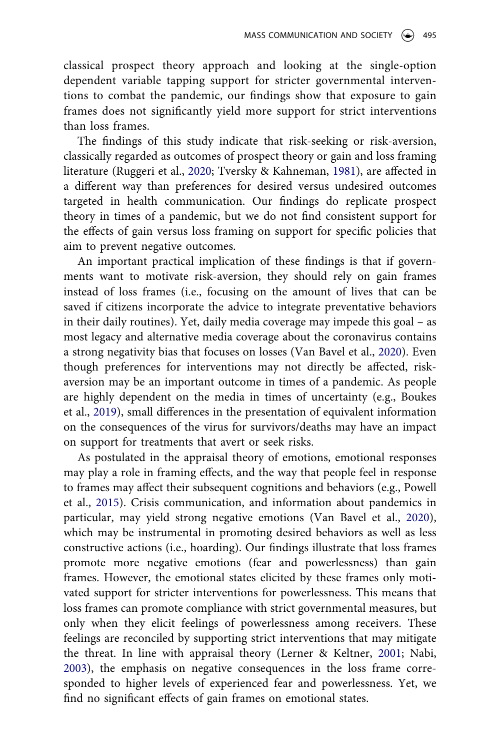classical prospect theory approach and looking at the single-option dependent variable tapping support for stricter governmental interventions to combat the pandemic, our findings show that exposure to gain frames does not significantly yield more support for strict interventions than loss frames.

The findings of this study indicate that risk-seeking or risk-aversion, classically regarded as outcomes of prospect theory or gain and loss framing literature (Ruggeri et al., 2020; Tversky & Kahneman, 1981), are affected in a different way than preferences for desired versus undesired outcomes targeted in health communication. Our findings do replicate prospect theory in times of a pandemic, but we do not find consistent support for the effects of gain versus loss framing on support for specific policies that aim to prevent negative outcomes.

An important practical implication of these findings is that if governments want to motivate risk-aversion, they should rely on gain frames instead of loss frames (i.e., focusing on the amount of lives that can be saved if citizens incorporate the advice to integrate preventative behaviors in their daily routines). Yet, daily media coverage may impede this goal – as most legacy and alternative media coverage about the coronavirus contains a strong negativity bias that focuses on losses (Van Bavel et al., 2020). Even though preferences for interventions may not directly be affected, risk-aversion may be an important outcome in times of a pandemic. As people are highly dependent on the media in times of uncertainty (e.g., Boukes et al., 2019), small differences in the presentation of equivalent information on the consequences of the virus for survivors/deaths may have an impact on support for treatments that avert or seek risks.

As postulated in the appraisal theory of emotions, emotional responses may play a role in framing effects, and the way that people feel in response to frames may affect their subsequent cognitions and behaviors (e.g., Powell et al., 2015). Crisis communication, and information about pandemics in particular, may yield strong negative emotions (Van Bavel et al., 2020), which may be instrumental in promoting desired behaviors as well as less constructive actions (i.e., hoarding). Our findings illustrate that loss frames promote more negative emotions (fear and powerlessness) than gain frames. However, the emotional states elicited by these frames only motivated support for stricter interventions for powerlessness. This means that loss frames can promote compliance with strict governmental measures, but only when they elicit feelings of powerlessness among receivers. These feelings are reconciled by supporting strict interventions that may mitigate the threat. In line with appraisal theory (Lerner & Keltner, 2001; Nabi, 2003), the emphasis on negative consequences in the loss frame corresponded to higher levels of experienced fear and powerlessness. Yet, we find no significant effects of gain frames on emotional states.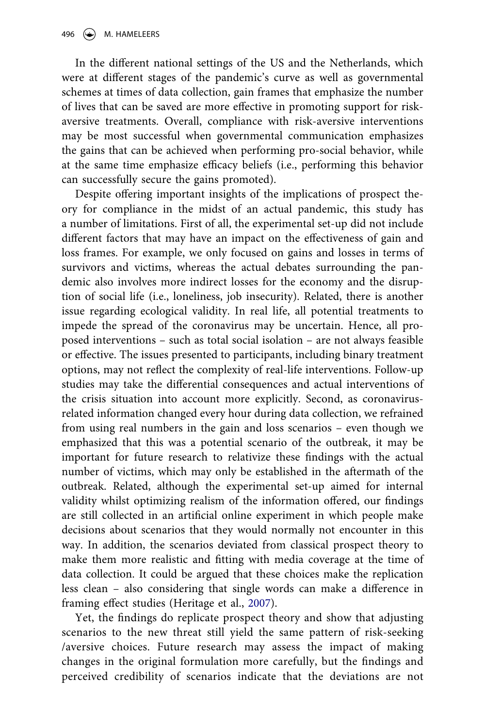In the different national settings of the US and the Netherlands, which were at different stages of the pandemic's curve as well as governmental schemes at times of data collection, gain frames that emphasize the number of lives that can be saved are more effective in promoting support for risk-aversive treatments. Overall, compliance with risk-aversive interventions may be most successful when governmental communication emphasizes the gains that can be achieved when performing pro-social behavior, while at the same time emphasize efficacy beliefs (i.e., performing this behavior can successfully secure the gains promoted).

Despite offering important insights of the implications of prospect theory for compliance in the midst of an actual pandemic, this study has a number of limitations. First of all, the experimental set-up did not include different factors that may have an impact on the effectiveness of gain and loss frames. For example, we only focused on gains and losses in terms of survivors and victims, whereas the actual debates surrounding the pandemic also involves more indirect losses for the economy and the disruption of social life (i.e., loneliness, job insecurity). Related, there is another issue regarding ecological validity. In real life, all potential treatments to impede the spread of the coronavirus may be uncertain. Hence, all proposed interventions – such as total social isolation – are not always feasible or effective. The issues presented to participants, including binary treatment options, may not reflect the complexity of real-life interventions. Follow-up studies may take the differential consequences and actual interventions of the crisis situation into account more explicitly. Second, as coronavirus-related information changed every hour during data collection, we refrained from using real numbers in the gain and loss scenarios – even though we emphasized that this was a potential scenario of the outbreak, it may be important for future research to relativize these findings with the actual number of victims, which may only be established in the aftermath of the outbreak. Related, although the experimental set-up aimed for internal validity whilst optimizing realism of the information offered, our findings are still collected in an artificial online experiment in which people make decisions about scenarios that they would normally not encounter in this way. In addition, the scenarios deviated from classical prospect theory to make them more realistic and fitting with media coverage at the time of data collection. It could be argued that these choices make the replication less clean – also considering that single words can make a difference in framing effect studies (Heritage et al., 2007).

Yet, the findings do replicate prospect theory and show that adjusting scenarios to the new threat still yield the same pattern of risk-seeking /aversive choices. Future research may assess the impact of making changes in the original formulation more carefully, but the findings and perceived credibility of scenarios indicate that the deviations are not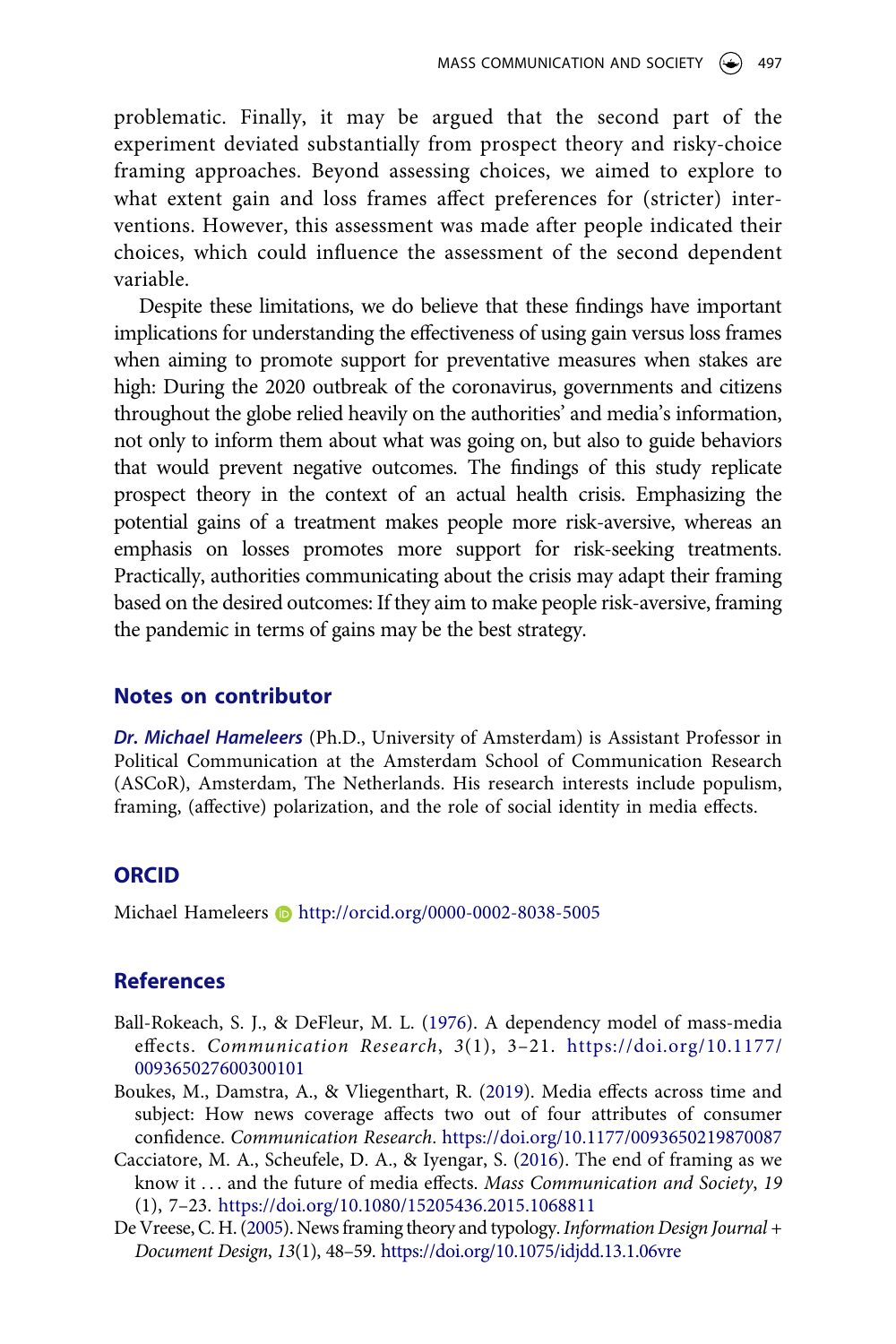problematic. Finally, it may be argued that the second part of the experiment deviated substantially from prospect theory and risky-choice framing approaches. Beyond assessing choices, we aimed to explore to what extent gain and loss frames affect preferences for (stricter) interventions. However, this assessment was made after people indicated their choices, which could influence the assessment of the second dependent variable.

Despite these limitations, we do believe that these findings have important implications for understanding the effectiveness of using gain versus loss frames when aiming to promote support for preventative measures when stakes are high: During the 2020 outbreak of the coronavirus, governments and citizens throughout the globe relied heavily on the authorities' and media's information, not only to inform them about what was going on, but also to guide behaviors that would prevent negative outcomes. The findings of this study replicate prospect theory in the context of an actual health crisis. Emphasizing the potential gains of a treatment makes people more risk-aversive, whereas an emphasis on losses promotes more support for risk-seeking treatments. Practically, authorities communicating about the crisis may adapt their framing based on the desired outcomes: If they aim to make people risk-aversive, framing the pandemic in terms of gains may be the best strategy.

## Notes on contributor

***Dr. Michael Hameleers*** (Ph.D., University of Amsterdam) is Assistant Professor in Political Communication at the Amsterdam School of Communication Research (ASCoR), Amsterdam, The Netherlands. His research interests include populism, framing, (affective) polarization, and the role of social identity in media effects.

## ORCID

Michael Hameleers http://orcid.org/0000-0002-8038-5005

## References

Ball-Rokeach, S. J., & DeFleur, M. L. (1976). A dependency model of mass-media effects. *Communication Research*, *3*(1), 3–21. https://doi.org/10.1177/009365027600300101

Boukes, M., Damstra, A., & Vliegenthart, R. (2019). Media effects across time and subject: How news coverage affects two out of four attributes of consumer confidence. *Communication Research*. https://doi.org/10.1177/0093650219870087

Cacciatore, M. A., Scheufele, D. A., & Iyengar, S. (2016). The end of framing as we know it … and the future of media effects. *Mass Communication and Society*, *19* (1), 7–23. https://doi.org/10.1080/15205436.2015.1068811

De Vreese, C. H. (2005). News framing theory and typology. *Information Design Journal + Document Design*, *13*(1), 48–59. https://doi.org/10.1075/idjdd.13.1.06vre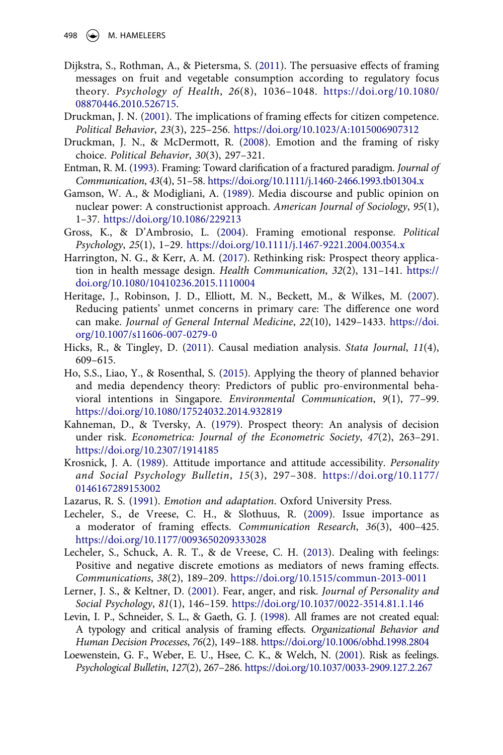Dijkstra, S., Rothman, A., & Pietersma, S. (2011). The persuasive effects of framing messages on fruit and vegetable consumption according to regulatory focus theory. *Psychology of Health*, *26*(8), 1036–1048. https://doi.org/10.1080/08870446.2010.526715.

Druckman, J. N. (2001). The implications of framing effects for citizen competence. *Political Behavior*, *23*(3), 225–256. https://doi.org/10.1023/A:1015006907312

Druckman, J. N., & McDermott, R. (2008). Emotion and the framing of risky choice. *Political Behavior*, *30*(3), 297–321.

Entman, R. M. (1993). Framing: Toward clarification of a fractured paradigm. *Journal of Communication*, *43*(4), 51–58. https://doi.org/10.1111/j.1460-2466.1993.tb01304.x

Gamson, W. A., & Modigliani, A. (1989). Media discourse and public opinion on nuclear power: A constructionist approach. *American Journal of Sociology*, *95*(1), 1–37. https://doi.org/10.1086/229213

Gross, K., & D'Ambrosio, L. (2004). Framing emotional response. *Political Psychology*, *25*(1), 1–29. https://doi.org/10.1111/j.1467-9221.2004.00354.x

Harrington, N. G., & Kerr, A. M. (2017). Rethinking risk: Prospect theory application in health message design. *Health Communication*, *32*(2), 131–141. https://doi.org/10.1080/10410236.2015.1110004

Heritage, J., Robinson, J. D., Elliott, M. N., Beckett, M., & Wilkes, M. (2007). Reducing patients' unmet concerns in primary care: The difference one word can make. *Journal of General Internal Medicine*, *22*(10), 1429–1433. https://doi.org/10.1007/s11606-007-0279-0

Hicks, R., & Tingley, D. (2011). Causal mediation analysis. *Stata Journal*, *11*(4), 609–615.

Ho, S.S., Liao, Y., & Rosenthal, S. (2015). Applying the theory of planned behavior and media dependency theory: Predictors of public pro-environmental behavioral intentions in Singapore. *Environmental Communication*, *9*(1), 77–99. https://doi.org/10.1080/17524032.2014.932819

Kahneman, D., & Tversky, A. (1979). Prospect theory: An analysis of decision under risk. *Econometrica: Journal of the Econometric Society*, *47*(2), 263–291. https://doi.org/10.2307/1914185

Krosnick, J. A. (1989). Attitude importance and attitude accessibility. *Personality and Social Psychology Bulletin*, *15*(3), 297–308. https://doi.org/10.1177/0146167289153002

Lazarus, R. S. (1991). *Emotion and adaptation*. Oxford University Press.

Lecheler, S., de Vreese, C. H., & Slothuus, R. (2009). Issue importance as a moderator of framing effects. *Communication Research*, *36*(3), 400–425. https://doi.org/10.1177/0093650209333028

Lecheler, S., Schuck, A. R. T., & de Vreese, C. H. (2013). Dealing with feelings: Positive and negative discrete emotions as mediators of news framing effects. *Communications*, *38*(2), 189–209. https://doi.org/10.1515/commun-2013-0011

Lerner, J. S., & Keltner, D. (2001). Fear, anger, and risk. *Journal of Personality and Social Psychology*, *81*(1), 146–159. https://doi.org/10.1037/0022-3514.81.1.146

Levin, I. P., Schneider, S. L., & Gaeth, G. J. (1998). All frames are not created equal: A typology and critical analysis of framing effects. *Organizational Behavior and Human Decision Processes*, *76*(2), 149–188. https://doi.org/10.1006/obhd.1998.2804

Loewenstein, G. F., Weber, E. U., Hsee, C. K., & Welch, N. (2001). Risk as feelings. *Psychological Bulletin*, *127*(2), 267–286. https://doi.org/10.1037/0033-2909.127.2.267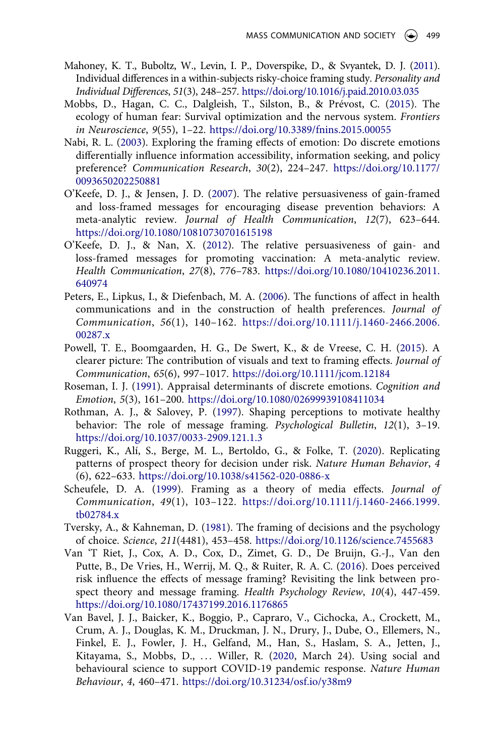Mahoney, K. T., Buboltz, W., Levin, I. P., Doverspike, D., & Svyantek, D. J. (2011). Individual differences in a within-subjects risky-choice framing study. *Personality and Individual Differences*, *51*(3), 248–257. https://doi.org/10.1016/j.paid.2010.03.035

Mobbs, D., Hagan, C. C., Dalgleish, T., Silston, B., & Prévost, C. (2015). The ecology of human fear: Survival optimization and the nervous system. *Frontiers in Neuroscience*, *9*(55), 1–22. https://doi.org/10.3389/fnins.2015.00055

Nabi, R. L. (2003). Exploring the framing effects of emotion: Do discrete emotions differentially influence information accessibility, information seeking, and policy preference? *Communication Research*, *30*(2), 224–247. https://doi.org/10.1177/0093650202250881

O'Keefe, D. J., & Jensen, J. D. (2007). The relative persuasiveness of gain-framed and loss-framed messages for encouraging disease prevention behaviors: A meta-analytic review. *Journal of Health Communication*, *12*(7), 623–644. https://doi.org/10.1080/10810730701615198

O'Keefe, D. J., & Nan, X. (2012). The relative persuasiveness of gain- and loss-framed messages for promoting vaccination: A meta-analytic review. *Health Communication*, *27*(8), 776–783. https://doi.org/10.1080/10410236.2011.640974

Peters, E., Lipkus, I., & Diefenbach, M. A. (2006). The functions of affect in health communications and in the construction of health preferences. *Journal of Communication*, *56*(1), 140–162. https://doi.org/10.1111/j.1460-2466.2006.00287.x

Powell, T. E., Boomgaarden, H. G., De Swert, K., & de Vreese, C. H. (2015). A clearer picture: The contribution of visuals and text to framing effects. *Journal of Communication*, *65*(6), 997–1017. https://doi.org/10.1111/jcom.12184

Roseman, I. J. (1991). Appraisal determinants of discrete emotions. *Cognition and Emotion*, *5*(3), 161–200. https://doi.org/10.1080/02699939108411034

Rothman, A. J., & Salovey, P. (1997). Shaping perceptions to motivate healthy behavior: The role of message framing. *Psychological Bulletin*, *12*(1), 3–19. https://doi.org/10.1037/0033-2909.121.1.3

Ruggeri, K., Alí, S., Berge, M. L., Bertoldo, G., & Folke, T. (2020). Replicating patterns of prospect theory for decision under risk. *Nature Human Behavior*, *4* (6), 622–633. https://doi.org/10.1038/s41562-020-0886-x

Scheufele, D. A. (1999). Framing as a theory of media effects. *Journal of Communication*, *49*(1), 103–122. https://doi.org/10.1111/j.1460-2466.1999.tb02784.x

Tversky, A., & Kahneman, D. (1981). The framing of decisions and the psychology of choice. *Science*, *211*(4481), 453–458. https://doi.org/10.1126/science.7455683

Van 'T Riet, J., Cox, A. D., Cox, D., Zimet, G. D., De Bruijn, G.-J., Van den Putte, B., De Vries, H., Werrij, M. Q., & Ruiter, R. A. C. (2016). Does perceived risk influence the effects of message framing? Revisiting the link between prospect theory and message framing. *Health Psychology Review*, *10*(4), 447-459. https://doi.org/10.1080/17437199.2016.1176865

Van Bavel, J. J., Baicker, K., Boggio, P., Capraro, V., Cichocka, A., Crockett, M., Crum, A. J., Douglas, K. M., Druckman, J. N., Drury, J., Dube, O., Ellemers, N., Finkel, E. J., Fowler, J. H., Gelfand, M., Han, S., Haslam, S. A., Jetten, J., Kitayama, S., Mobbs, D., ... Willer, R. (2020, March 24). Using social and behavioural science to support COVID-19 pandemic response. *Nature Human Behaviour*, *4*, 460–471. https://doi.org/10.31234/osf.io/y38m9